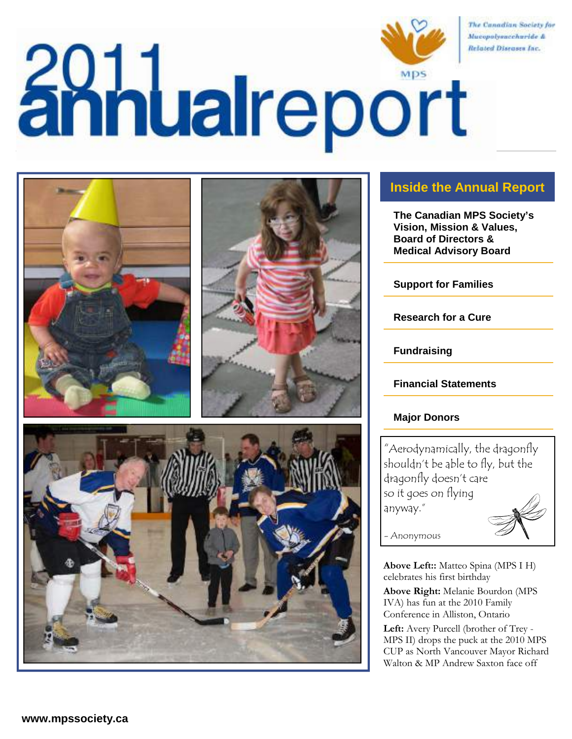# 2011 annualreport

*The Canadian Society for Mucopolysaccharide & Related Diseases Inc.*

MPS

## Inside the Annual Report

**The Canadian MPS Society's Vision, Mission & Values, Board of Directors & Medical Advisory Board**

**Support for Families**

**Research for a Cure**

**Fundraising**

**Financial Statements**

**Major Donors**

"Aerodynamically, the dragonfly shouldn't be able to fly, but the dragonfly doesn't care so it goes on flying anyway."

- Anonymous

**Above Left::** Matteo Spina (MPS I H) celebrates his first birthday

**Above Right:** Melanie Bourdon (MPS IVA) has fun at the 2010 Family Conference in Alliston, Ontario

**Left:** Avery Purcell (brother of Trey - MPS II) drops the puck at the 2010 MPS CUP as North Vancouver Mayor Richard Walton & MP Andrew Saxton face off

**www.mpssociety.ca**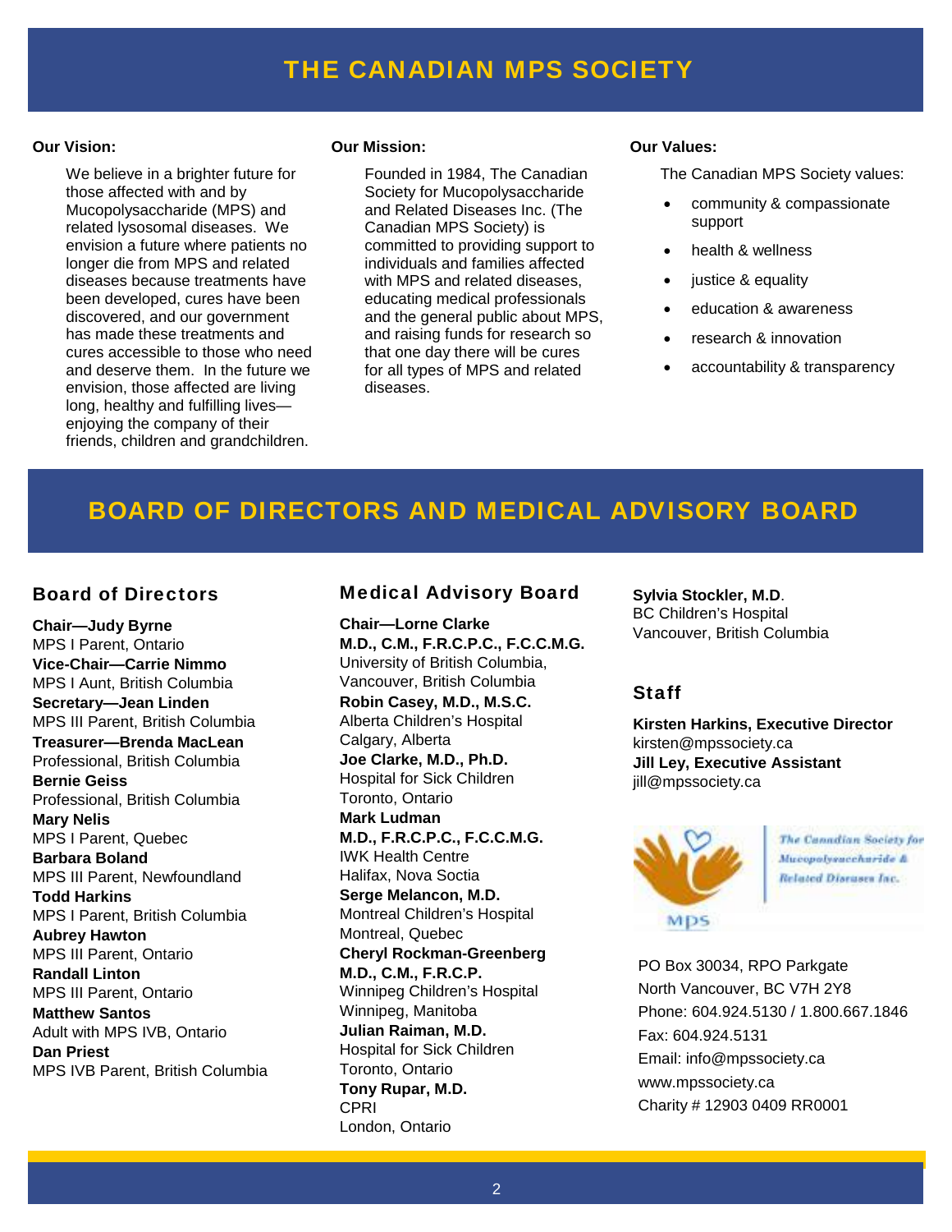# THE CANADIAN MPS SOCIETY

**Our Vision:**

We believe in a brighter future for those affected with and by Mucopolysaccharide (MPS) and related lysosomal diseases. We envision a future where patients no longer die from MPS and related diseases because treatments have been developed, cures have been discovered, and our government has made these treatments and cures accessible to those who need and deserve them. In the future we envision, those affected are living long, healthy and fulfilling lives—enjoying the company of their friends, children and grandchildren.

**Our Mission:**

Founded in 1984, The Canadian Society for Mucopolysaccharide and Related Diseases Inc. (The Canadian MPS Society) is committed to providing support to individuals and families affected with MPS and related diseases, educating medical professionals and the general public about MPS, and raising funds for research so that one day there will be cures for all types of MPS and related diseases.

**Our Values:**

The Canadian MPS Society values:

- community & compassionate support
- health & wellness
- justice & equality
- education & awareness
- research & innovation
- accountability & transparency

# BOARD OF DIRECTORS AND MEDICAL ADVISORY BOARD

## Board of Directors

**Chair—Judy Byrne**
MPS I Parent, Ontario
**Vice-Chair—Carrie Nimmo**
MPS I Aunt, British Columbia
**Secretary—Jean Linden**
MPS III Parent, British Columbia
**Treasurer—Brenda MacLean**
Professional, British Columbia
**Bernie Geiss**
Professional, British Columbia
**Mary Nelis**
MPS I Parent, Quebec
**Barbara Boland**
MPS III Parent, Newfoundland
**Todd Harkins**
MPS I Parent, British Columbia
**Aubrey Hawton**
MPS III Parent, Ontario
**Randall Linton**
MPS III Parent, Ontario
**Matthew Santos**
Adult with MPS IVB, Ontario
**Dan Priest**
MPS IVB Parent, British Columbia

## Medical Advisory Board

**Chair—Lorne Clarke**
**M.D., C.M., F.R.C.P.C., F.C.C.M.G.**
University of British Columbia,
Vancouver, British Columbia
**Robin Casey, M.D., M.S.C.**
Alberta Children's Hospital
Calgary, Alberta
**Joe Clarke, M.D., Ph.D.**
Hospital for Sick Children
Toronto, Ontario
**Mark Ludman**
**M.D., F.R.C.P.C., F.C.C.M.G.**
IWK Health Centre
Halifax, Nova Soctia
**Serge Melancon, M.D.**
Montreal Children's Hospital
Montreal, Quebec
**Cheryl Rockman-Greenberg**
**M.D., C.M., F.R.C.P.**
Winnipeg Children's Hospital
Winnipeg, Manitoba
**Julian Raiman, M.D.**
Hospital for Sick Children
Toronto, Ontario
**Tony Rupar, M.D.**
CPRI
London, Ontario
**Sylvia Stockler, M.D**.
BC Children's Hospital
Vancouver, British Columbia

## Staff

**Kirsten Harkins, Executive Director**
kirsten@mpssociety.ca
**Jill Ley, Executive Assistant**
jill@mpssociety.ca

MPS — The Canadian Society for Mucopolysaccharide & Related Diseases Inc.

PO Box 30034, RPO Parkgate
North Vancouver, BC V7H 2Y8
Phone: 604.924.5130 / 1.800.667.1846
Fax: 604.924.5131
Email: info@mpssociety.ca
www.mpssociety.ca
Charity # 12903 0409 RR0001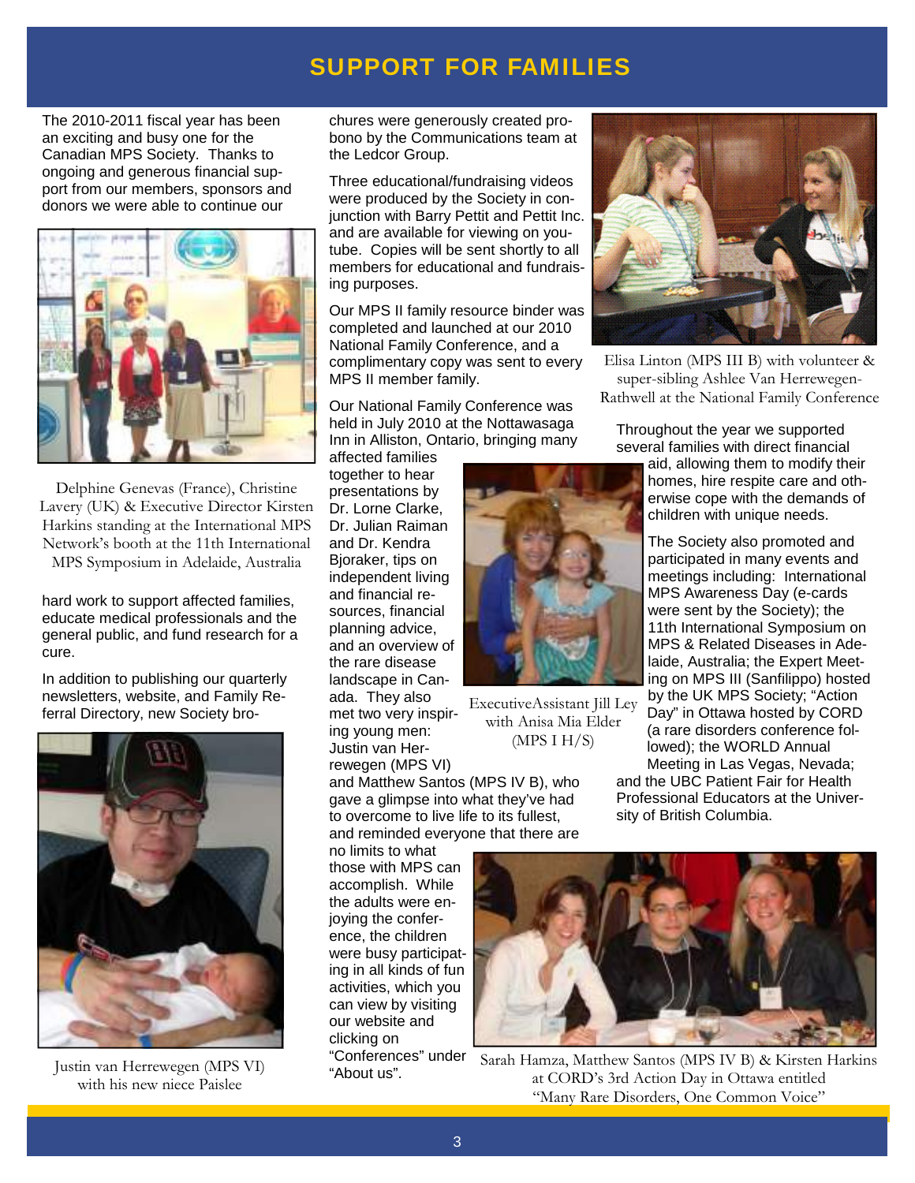# SUPPORT FOR FAMILIES

The 2010-2011 fiscal year has been an exciting and busy one for the Canadian MPS Society. Thanks to ongoing and generous financial support from our members, sponsors and donors we were able to continue our hard work to support affected families, educate medical professionals and the general public, and fund research for a cure.

Delphine Genevas (France), Christine Lavery (UK) & Executive Director Kirsten Harkins standing at the International MPS Network's booth at the 11th International MPS Symposium in Adelaide, Australia

In addition to publishing our quarterly newsletters, website, and Family Referral Directory, new Society brochures were generously created pro-bono by the Communications team at the Ledcor Group.

Three educational/fundraising videos were produced by the Society in conjunction with Barry Pettit and Pettit Inc. and are available for viewing on youtube. Copies will be sent shortly to all members for educational and fundraising purposes.

Our MPS II family resource binder was completed and launched at our 2010 National Family Conference, and a complimentary copy was sent to every MPS II member family.

Our National Family Conference was held in July 2010 at the Nottawasaga Inn in Alliston, Ontario, bringing many affected families together to hear presentations by Dr. Lorne Clarke, Dr. Julian Raiman and Dr. Kendra Bjoraker, tips on independent living and financial resources, financial planning advice, and an overview of the rare disease landscape in Canada. They also met two very inspiring young men: Justin van Herrewegen (MPS VI) and Matthew Santos (MPS IV B), who gave a glimpse into what they've had to overcome to live life to its fullest, and reminded everyone that there are no limits to what those with MPS can accomplish. While the adults were enjoying the conference, the children were busy participating in all kinds of fun activities, which you can view by visiting our website and clicking on "Conferences" under "About us".

Justin van Herrewegen (MPS VI) with his new niece Paislee

ExecutiveAssistant Jill Ley with Anisa Mia Elder (MPS I H/S)

Elisa Linton (MPS III B) with volunteer & super-sibling Ashlee Van Herrewegen-Rathwell at the National Family Conference

Throughout the year we supported several families with direct financial aid, allowing them to modify their homes, hire respite care and otherwise cope with the demands of children with unique needs.

The Society also promoted and participated in many events and meetings including: International MPS Awareness Day (e-cards were sent by the Society); the 11th International Symposium on MPS & Related Diseases in Adelaide, Australia; the Expert Meeting on MPS III (Sanfilippo) hosted by the UK MPS Society; "Action Day" in Ottawa hosted by CORD (a rare disorders conference followed); the WORLD Annual Meeting in Las Vegas, Nevada; and the UBC Patient Fair for Health Professional Educators at the University of British Columbia.

Sarah Hamza, Matthew Santos (MPS IV B) & Kirsten Harkins at CORD's 3rd Action Day in Ottawa entitled "Many Rare Disorders, One Common Voice"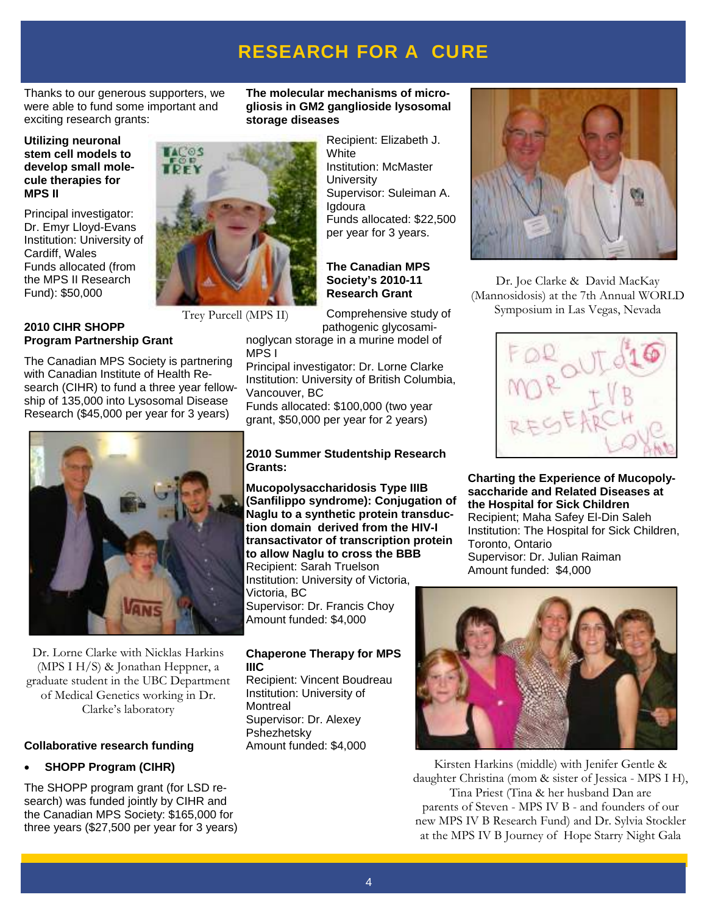# RESEARCH FOR A CURE

Thanks to our generous supporters, we were able to fund some important and exciting research grants:

**Utilizing neuronal stem cell models to develop small molecule therapies for MPS II**

Principal investigator: Dr. Emyr Lloyd-Evans
Institution: University of Cardiff, Wales
Funds allocated (from the MPS II Research Fund): $50,000

Trey Purcell (MPS II)

**2010 CIHR SHOPP Program Partnership Grant**

The Canadian MPS Society is partnering with Canadian Institute of Health Research (CIHR) to fund a three year fellowship of 135,000 into Lysosomal Disease Research ($45,000 per year for 3 years)

Dr. Lorne Clarke with Nicklas Harkins (MPS I H/S) & Jonathan Heppner, a graduate student in the UBC Department of Medical Genetics working in Dr. Clarke's laboratory

**Collaborative research funding**

- **SHOPP Program (CIHR)**

The SHOPP program grant (for LSD research) was funded jointly by CIHR and the Canadian MPS Society: $165,000 for three years ($27,500 per year for 3 years)

**The molecular mechanisms of microgliosis in GM2 ganglioside lysosomal storage diseases**

Recipient: Elizabeth J. White
Institution: McMaster University
Supervisor: Suleiman A. Igdoura
Funds allocated: $22,500 per year for 3 years.

**The Canadian MPS Society's 2010-11 Research Grant**

Comprehensive study of pathogenic glycosaminoglycan storage in a murine model of MPS I
Principal investigator: Dr. Lorne Clarke
Institution: University of British Columbia, Vancouver, BC
Funds allocated: $100,000 (two year grant, $50,000 per year for 2 years)

**2010 Summer Studentship Research Grants:**

**Mucopolysaccharidosis Type IIIB (Sanfilippo syndrome): Conjugation of Naglu to a synthetic protein transduction domain derived from the HIV-I transactivator of transcription protein to allow Naglu to cross the BBB**
Recipient: Sarah Truelson
Institution: University of Victoria, Victoria, BC
Supervisor: Dr. Francis Choy
Amount funded: $4,000

**Chaperone Therapy for MPS IIIC**
Recipient: Vincent Boudreau
Institution: University of Montreal
Supervisor: Dr. Alexey Pshezhetsky
Amount funded: $4,000

Dr. Joe Clarke & David MacKay (Mannosidosis) at the 7th Annual WORLD Symposium in Las Vegas, Nevada

**Charting the Experience of Mucopolysaccharide and Related Diseases at the Hospital for Sick Children**
Recipient; Maha Safey El-Din Saleh
Institution: The Hospital for Sick Children, Toronto, Ontario
Supervisor: Dr. Julian Raiman
Amount funded: $4,000

Kirsten Harkins (middle) with Jenifer Gentle & daughter Christina (mom & sister of Jessica - MPS I H), Tina Priest (Tina & her husband Dan are parents of Steven - MPS IV B - and founders of our new MPS IV B Research Fund) and Dr. Sylvia Stockler at the MPS IV B Journey of Hope Starry Night Gala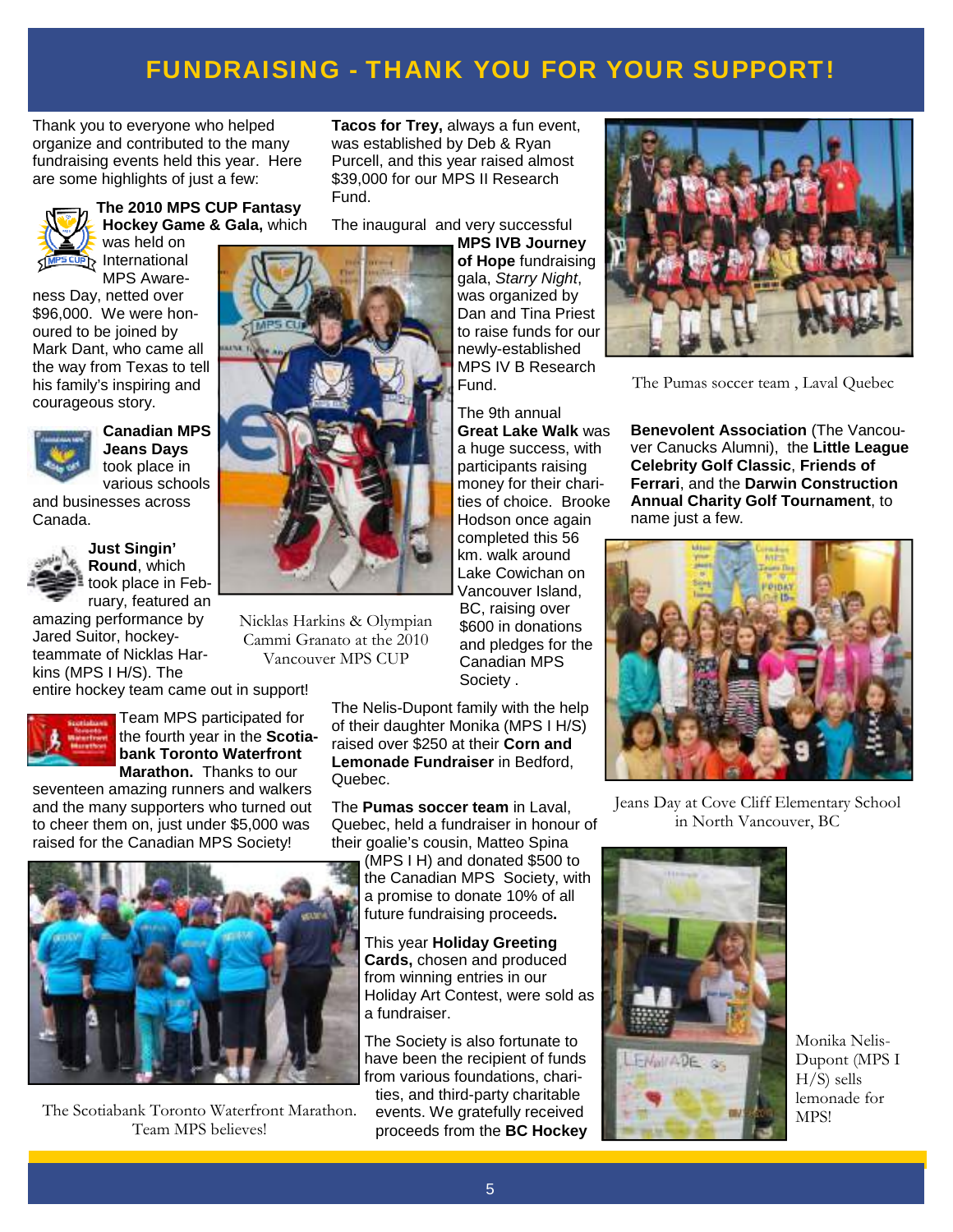# FUNDRAISING - THANK YOU FOR YOUR SUPPORT!

Thank you to everyone who helped organize and contributed to the many fundraising events held this year. Here are some highlights of just a few:

**The 2010 MPS CUP Fantasy Hockey Game & Gala,** which was held on International MPS Awareness Day, netted over $96,000. We were honoured to be joined by Mark Dant, who came all the way from Texas to tell his family's inspiring and courageous story.

**Canadian MPS Jeans Days** took place in various schools and businesses across Canada.

**Just Singin' Round**, which took place in February, featured an amazing performance by Jared Suitor, hockey-teammate of Nicklas Harkins (MPS I H/S). The entire hockey team came out in support!

Team MPS participated for the fourth year in the **Scotiabank Toronto Waterfront Marathon.** Thanks to our seventeen amazing runners and walkers and the many supporters who turned out to cheer them on, just under $5,000 was raised for the Canadian MPS Society!

The Scotiabank Toronto Waterfront Marathon. Team MPS believes!

Nicklas Harkins & Olympian Cammi Granato at the 2010 Vancouver MPS CUP

**Tacos for Trey,** always a fun event, was established by Deb & Ryan Purcell, and this year raised almost $39,000 for our MPS II Research Fund.

The inaugural and very successful **MPS IVB Journey of Hope** fundraising gala, *Starry Night*, was organized by Dan and Tina Priest to raise funds for our newly-established MPS IV B Research Fund.

The 9th annual **Great Lake Walk** was a huge success, with participants raising money for their charities of choice. Brooke Hodson once again completed this 56 km. walk around Lake Cowichan on Vancouver Island, BC, raising over $600 in donations and pledges for the Canadian MPS Society .

The Nelis-Dupont family with the help of their daughter Monika (MPS I H/S) raised over $250 at their **Corn and Lemonade Fundraiser** in Bedford, Quebec.

The **Pumas soccer team** in Laval, Quebec, held a fundraiser in honour of their goalie's cousin, Matteo Spina (MPS I H) and donated $500 to the Canadian MPS Society, with a promise to donate 10% of all future fundraising proceeds**.**

This year **Holiday Greeting Cards,** chosen and produced from winning entries in our Holiday Art Contest, were sold as a fundraiser.

The Society is also fortunate to have been the recipient of funds from various foundations, charities, and third-party charitable events. We gratefully received proceeds from the **BC Hockey Benevolent Association** (The Vancouver Canucks Alumni), the **Little League Celebrity Golf Classic**, **Friends of Ferrari**, and the **Darwin Construction Annual Charity Golf Tournament**, to name just a few.

The Pumas soccer team , Laval Quebec

Jeans Day at Cove Cliff Elementary School in North Vancouver, BC

Monika Nelis-Dupont (MPS I H/S) sells lemonade for MPS!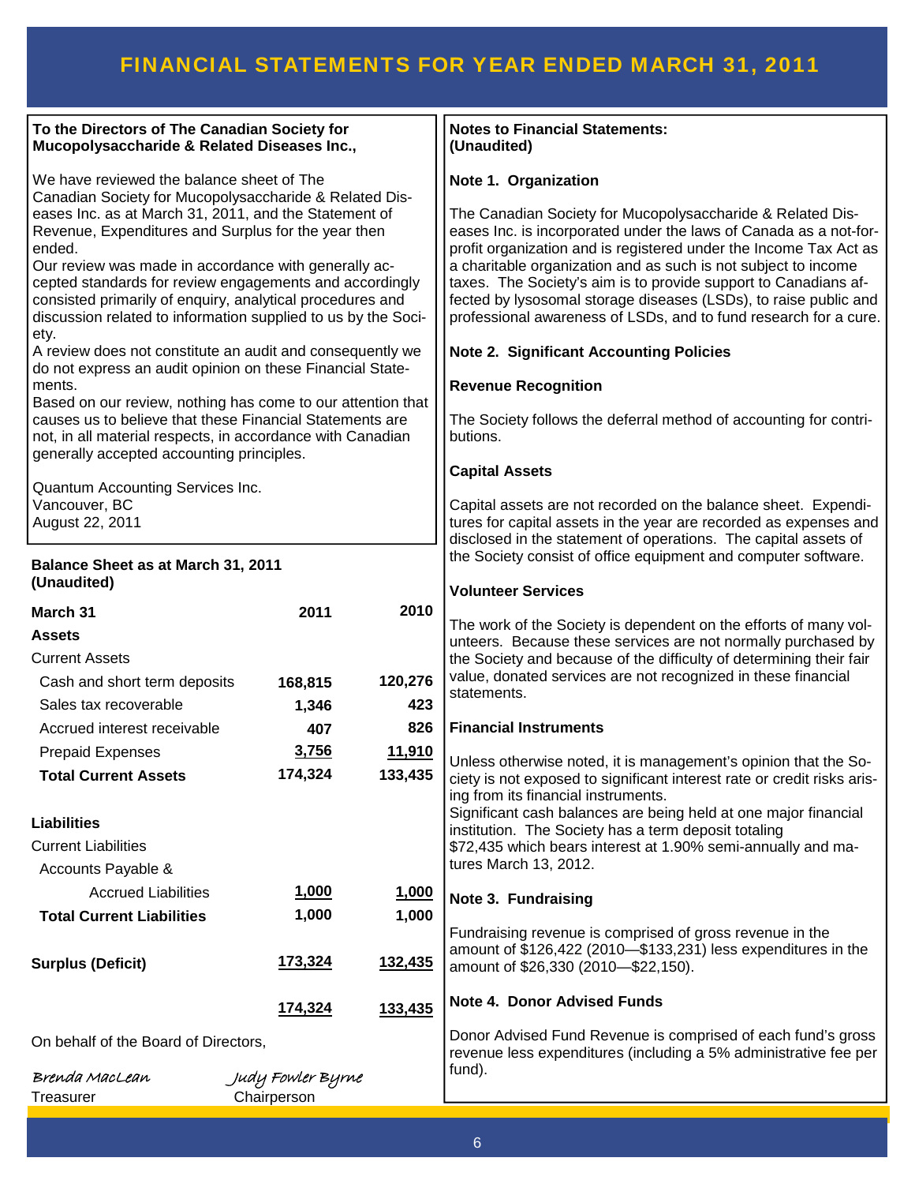# FINANCIAL STATEMENTS FOR YEAR ENDED MARCH 31, 2011

**To the Directors of The Canadian Society for Mucopolysaccharide & Related Diseases Inc.,**

We have reviewed the balance sheet of The Canadian Society for Mucopolysaccharide & Related Diseases Inc. as at March 31, 2011, and the Statement of Revenue, Expenditures and Surplus for the year then ended.

Our review was made in accordance with generally accepted standards for review engagements and accordingly consisted primarily of enquiry, analytical procedures and discussion related to information supplied to us by the Society.

A review does not constitute an audit and consequently we do not express an audit opinion on these Financial Statements.

Based on our review, nothing has come to our attention that causes us to believe that these Financial Statements are not, in all material respects, in accordance with Canadian generally accepted accounting principles.

Quantum Accounting Services Inc.
Vancouver, BC
August 22, 2011

**Balance Sheet as at March 31, 2011 (Unaudited)**

| March 31 | 2011 | 2010 |
|---|---|---|
| **Assets** | | |
| Current Assets | | |
| Cash and short term deposits | 168,815 | 120,276 |
| Sales tax recoverable | 1,346 | 423 |
| Accrued interest receivable | 407 | 826 |
| Prepaid Expenses | 3,756 | 11,910 |
| **Total Current Assets** | 174,324 | 133,435 |
| **Liabilities** | | |
| Current Liabilities | | |
| Accounts Payable & Accrued Liabilities | 1,000 | 1,000 |
| **Total Current Liabilities** | 1,000 | 1,000 |
| **Surplus (Deficit)** | 173,324 | 132,435 |
| | 174,324 | 133,435 |

On behalf of the Board of Directors,

*Brenda MacLean*
Treasurer

*Judy Fowler Byrne*
Chairperson

**Notes to Financial Statements: (Unaudited)**

**Note 1. Organization**

The Canadian Society for Mucopolysaccharide & Related Diseases Inc. is incorporated under the laws of Canada as a not-for-profit organization and is registered under the Income Tax Act as a charitable organization and as such is not subject to income taxes. The Society's aim is to provide support to Canadians affected by lysosomal storage diseases (LSDs), to raise public and professional awareness of LSDs, and to fund research for a cure.

**Note 2. Significant Accounting Policies**

**Revenue Recognition**

The Society follows the deferral method of accounting for contributions.

**Capital Assets**

Capital assets are not recorded on the balance sheet. Expenditures for capital assets in the year are recorded as expenses and disclosed in the statement of operations. The capital assets of the Society consist of office equipment and computer software.

**Volunteer Services**

The work of the Society is dependent on the efforts of many volunteers. Because these services are not normally purchased by the Society and because of the difficulty of determining their fair value, donated services are not recognized in these financial statements.

**Financial Instruments**

Unless otherwise noted, it is management's opinion that the Society is not exposed to significant interest rate or credit risks arising from its financial instruments.

Significant cash balances are being held at one major financial institution. The Society has a term deposit totaling $72,435 which bears interest at 1.90% semi-annually and matures March 13, 2012.

**Note 3. Fundraising**

Fundraising revenue is comprised of gross revenue in the amount of $126,422 (2010—$133,231) less expenditures in the amount of $26,330 (2010—$22,150).

**Note 4. Donor Advised Funds**

Donor Advised Fund Revenue is comprised of each fund's gross revenue less expenditures (including a 5% administrative fee per fund).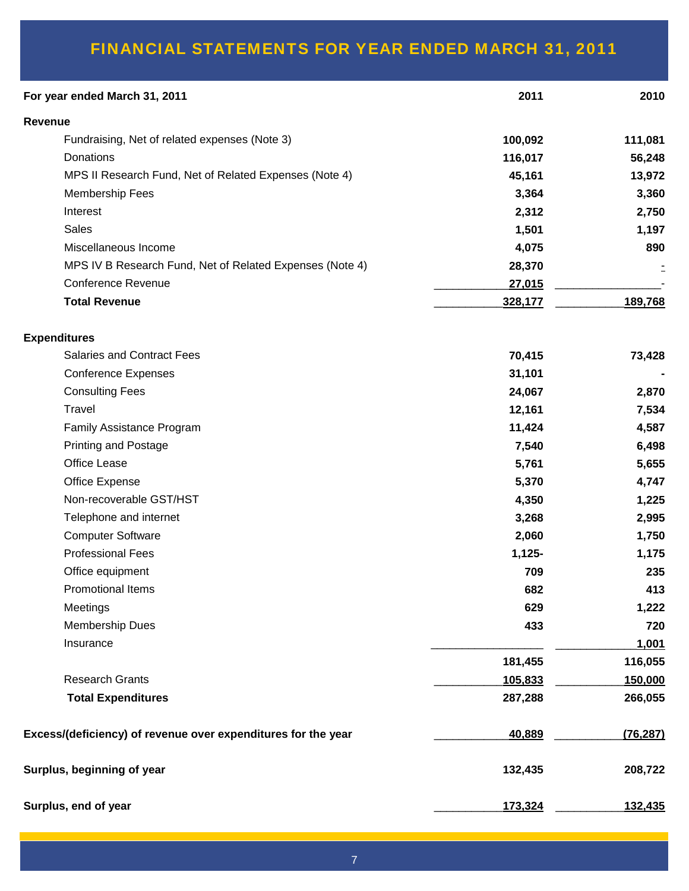# FINANCIAL STATEMENTS FOR YEAR ENDED MARCH 31, 2011

| For year ended March 31, 2011 | 2011 | 2010 |
|---|---|---|
| **Revenue** | | |
| Fundraising, Net of related expenses (Note 3) | 100,092 | 111,081 |
| Donations | 116,017 | 56,248 |
| MPS II Research Fund, Net of Related Expenses (Note 4) | 45,161 | 13,972 |
| Membership Fees | 3,364 | 3,360 |
| Interest | 2,312 | 2,750 |
| Sales | 1,501 | 1,197 |
| Miscellaneous Income | 4,075 | 890 |
| MPS IV B Research Fund, Net of Related Expenses (Note 4) | 28,370 | - |
| Conference Revenue | 27,015 | - |
| **Total Revenue** | **328,177** | **189,768** |
| **Expenditures** | | |
| Salaries and Contract Fees | 70,415 | 73,428 |
| Conference Expenses | 31,101 | - |
| Consulting Fees | 24,067 | 2,870 |
| Travel | 12,161 | 7,534 |
| Family Assistance Program | 11,424 | 4,587 |
| Printing and Postage | 7,540 | 6,498 |
| Office Lease | 5,761 | 5,655 |
| Office Expense | 5,370 | 4,747 |
| Non-recoverable GST/HST | 4,350 | 1,225 |
| Telephone and internet | 3,268 | 2,995 |
| Computer Software | 2,060 | 1,750 |
| Professional Fees | 1,125- | 1,175 |
| Office equipment | 709 | 235 |
| Promotional Items | 682 | 413 |
| Meetings | 629 | 1,222 |
| Membership Dues | 433 | 720 |
| Insurance | | 1,001 |
| | 181,455 | 116,055 |
| Research Grants | 105,833 | 150,000 |
| **Total Expenditures** | **287,288** | **266,055** |
| **Excess/(deficiency) of revenue over expenditures for the year** | **40,889** | **(76,287)** |
| **Surplus, beginning of year** | **132,435** | **208,722** |
| **Surplus, end of year** | **173,324** | **132,435** |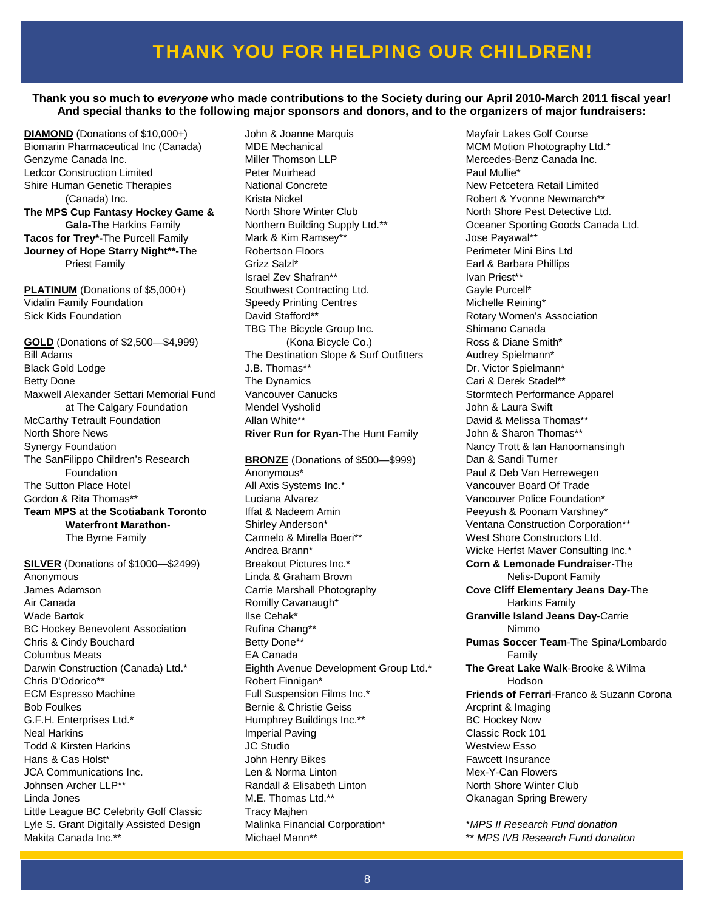# THANK YOU FOR HELPING OUR CHILDREN!

**Thank you so much to *everyone* who made contributions to the Society during our April 2010-March 2011 fiscal year! And special thanks to the following major sponsors and donors, and to the organizers of major fundraisers:**

**DIAMOND** (Donations of $10,000+)
Biomarin Pharmaceutical Inc (Canada)
Genzyme Canada Inc.
Ledcor Construction Limited
Shire Human Genetic Therapies (Canada) Inc.
**The MPS Cup Fantasy Hockey Game & Gala-**The Harkins Family
**Tacos for Trey*-**The Purcell Family
**Journey of Hope Starry Night**-**The Priest Family

**PLATINUM** (Donations of $5,000+)
Vidalin Family Foundation
Sick Kids Foundation

**GOLD** (Donations of $2,500—$4,999)
Bill Adams
Black Gold Lodge
Betty Done
Maxwell Alexander Settari Memorial Fund at The Calgary Foundation
McCarthy Tetrault Foundation
North Shore News
Synergy Foundation
The SanFilippo Children's Research Foundation
The Sutton Place Hotel
Gordon & Rita Thomas**
**Team MPS at the Scotiabank Toronto Waterfront Marathon**-The Byrne Family

**SILVER** (Donations of $1000—$2499)
Anonymous
James Adamson
Air Canada
Wade Bartok
BC Hockey Benevolent Association
Chris & Cindy Bouchard
Columbus Meats
Darwin Construction (Canada) Ltd.*
Chris D'Odorico**
ECM Espresso Machine
Bob Foulkes
G.F.H. Enterprises Ltd.*
Neal Harkins
Todd & Kirsten Harkins
Hans & Cas Holst*
JCA Communications Inc.
Johnsen Archer LLP**
Linda Jones
Little League BC Celebrity Golf Classic
Lyle S. Grant Digitally Assisted Design
Makita Canada Inc.**
John & Joanne Marquis
MDE Mechanical
Miller Thomson LLP
Peter Muirhead
National Concrete
Krista Nickel
North Shore Winter Club
Northern Building Supply Ltd.**
Mark & Kim Ramsey**
Robertson Floors
Grizz Salzl*
Israel Zev Shafran**
Southwest Contracting Ltd.
Speedy Printing Centres
David Stafford**
TBG The Bicycle Group Inc. (Kona Bicycle Co.)
The Destination Slope & Surf Outfitters
J.B. Thomas**
The Dynamics
Vancouver Canucks
Mendel Vysholid
Allan White**
**River Run for Ryan**-The Hunt Family

**BRONZE** (Donations of $500—$999)
Anonymous*
All Axis Systems Inc.*
Luciana Alvarez
Iffat & Nadeem Amin
Shirley Anderson*
Carmelo & Mirella Boeri**
Andrea Brann*
Breakout Pictures Inc.*
Linda & Graham Brown
Carrie Marshall Photography
Romilly Cavanaugh*
Ilse Cehak*
Rufina Chang**
Betty Done**
EA Canada
Eighth Avenue Development Group Ltd.*
Robert Finnigan*
Full Suspension Films Inc.*
Bernie & Christie Geiss
Humphrey Buildings Inc.**
Imperial Paving
JC Studio
John Henry Bikes
Len & Norma Linton
Randall & Elisabeth Linton
M.E. Thomas Ltd.**
Tracy Majhen
Malinka Financial Corporation*
Michael Mann**
Mayfair Lakes Golf Course
MCM Motion Photography Ltd.*
Mercedes-Benz Canada Inc.
Paul Mullie*
New Petcetera Retail Limited
Robert & Yvonne Newmarch**
North Shore Pest Detective Ltd.
Oceaner Sporting Goods Canada Ltd.
Jose Payawal**
Perimeter Mini Bins Ltd
Earl & Barbara Phillips
Ivan Priest**
Gayle Purcell*
Michelle Reining*
Rotary Women's Association
Shimano Canada
Ross & Diane Smith*
Audrey Spielmann*
Dr. Victor Spielmann*
Cari & Derek Stadel**
Stormtech Performance Apparel
John & Laura Swift
David & Melissa Thomas**
John & Sharon Thomas**
Nancy Trott & Ian Hanoomansingh
Dan & Sandi Turner
Paul & Deb Van Herrewegen
Vancouver Board Of Trade
Vancouver Police Foundation*
Peeyush & Poonam Varshney*
Ventana Construction Corporation**
West Shore Constructors Ltd.
Wicke Herfst Maver Consulting Inc.*
**Corn & Lemonade Fundraiser**-The Nelis-Dupont Family
**Cove Cliff Elementary Jeans Day**-The Harkins Family
**Granville Island Jeans Day**-Carrie Nimmo
**Pumas Soccer Team**-The Spina/Lombardo Family
**The Great Lake Walk**-Brooke & Wilma Hodson
**Friends of Ferrari**-Franco & Suzann Corona
Arcprint & Imaging
BC Hockey Now
Classic Rock 101
Westview Esso
Fawcett Insurance
Mex-Y-Can Flowers
North Shore Winter Club
Okanagan Spring Brewery

*\*MPS II Research Fund donation*
*\*\* MPS IVB Research Fund donation*